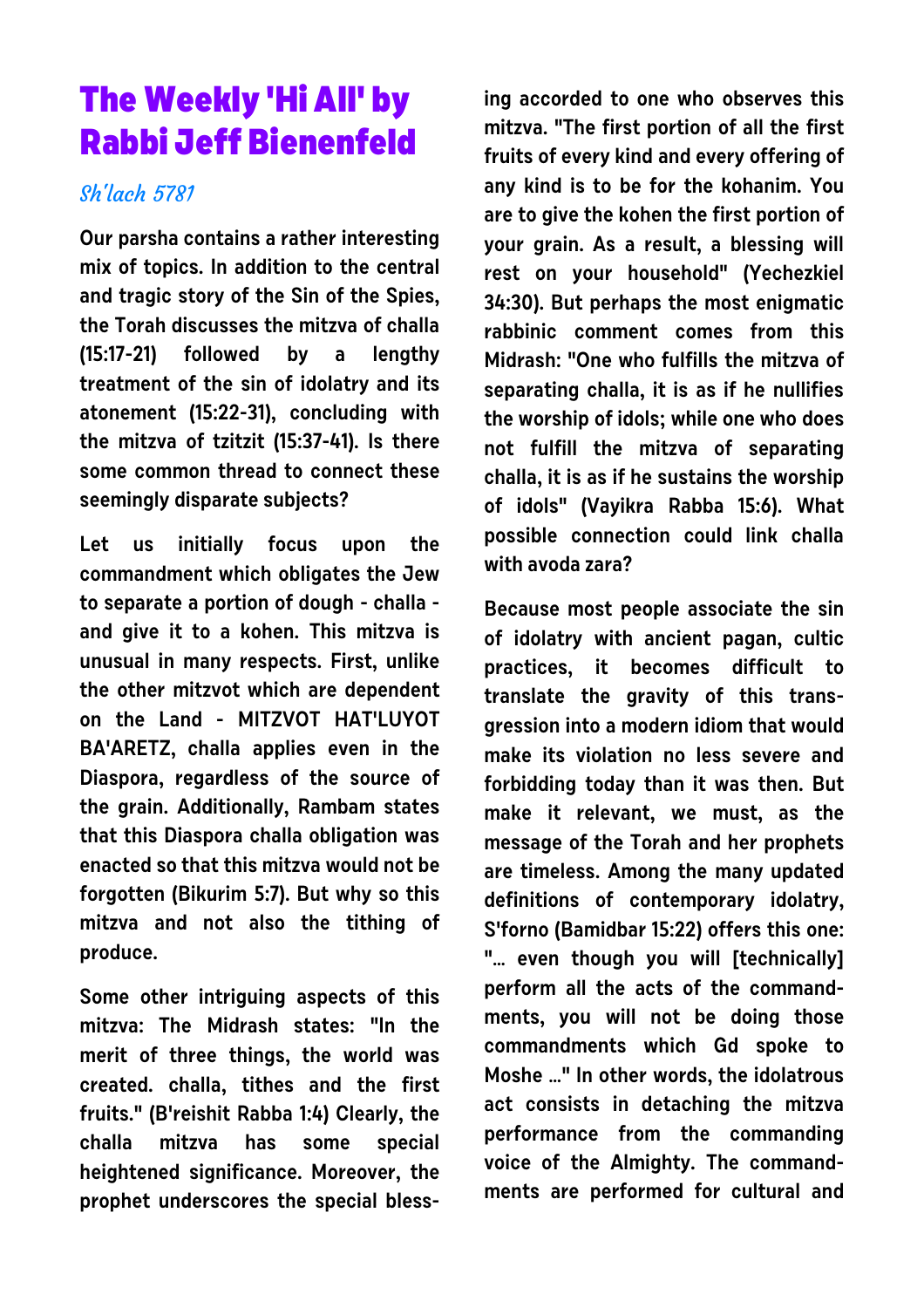# The Weekly 'Hi All' by Rabbi Jeff Bienenfeld

*Sh'lach 5781*

**Our parsha contains a rather interesting mix of topics. In addition to the central and tragic story of the Sin of the Spies, the Torah discusses the mitzva of challa (15:17-21) followed by a lengthy treatment of the sin of idolatry and its atonement (15:22-31), concluding with the mitzva of tzitzit (15:37-41). Is there some common thread to connect these seemingly disparate subjects?**

**Let us initially focus upon the commandment which obligates the Jew to separate a portion of dough - challa - and give it to a kohen. This mitzva is unusual in many respects. First, unlike the other mitzvot which are dependent on the Land - MITZVOT HAT'LUYOT BA'ARETZ, challa applies even in the Diaspora, regardless of the source of the grain. Additionally, Rambam states that this Diaspora challa obligation was enacted so that this mitzva would not be forgotten (Bikurim 5:7). But why so this mitzva and not also the tithing of produce.**

**Some other intriguing aspects of this mitzva: The Midrash states: "In the merit of three things, the world was created. challa, tithes and the first fruits." (B'reishit Rabba 1:4) Clearly, the challa mitzva has some special heightened significance. Moreover, the prophet underscores the special blessing accorded to one who observes this mitzva. "The first portion of all the first fruits of every kind and every offering of any kind is to be for the kohanim. You are to give the kohen the first portion of your grain. As a result, a blessing will rest on your household" (Yechezkiel 34:30). But perhaps the most enigmatic rabbinic comment comes from this Midrash: "One who fulfills the mitzva of separating challa, it is as if he nullifies the worship of idols; while one who does not fulfill the mitzva of separating challa, it is as if he sustains the worship of idols" (Vayikra Rabba 15:6). What possible connection could link challa with avoda zara?**

**Because most people associate the sin of idolatry with ancient pagan, cultic practices, it becomes difficult to translate the gravity of this transgression into a modern idiom that would make its violation no less severe and forbidding today than it was then. But make it relevant, we must, as the message of the Torah and her prophets are timeless. Among the many updated definitions of contemporary idolatry, S'forno (Bamidbar 15:22) offers this one: "... even though you will [technically] perform all the acts of the commandments, you will not be doing those commandments which Gd spoke to Moshe ..." In other words, the idolatrous act consists in detaching the mitzva performance from the commanding voice of the Almighty. The commandments are performed for cultural and**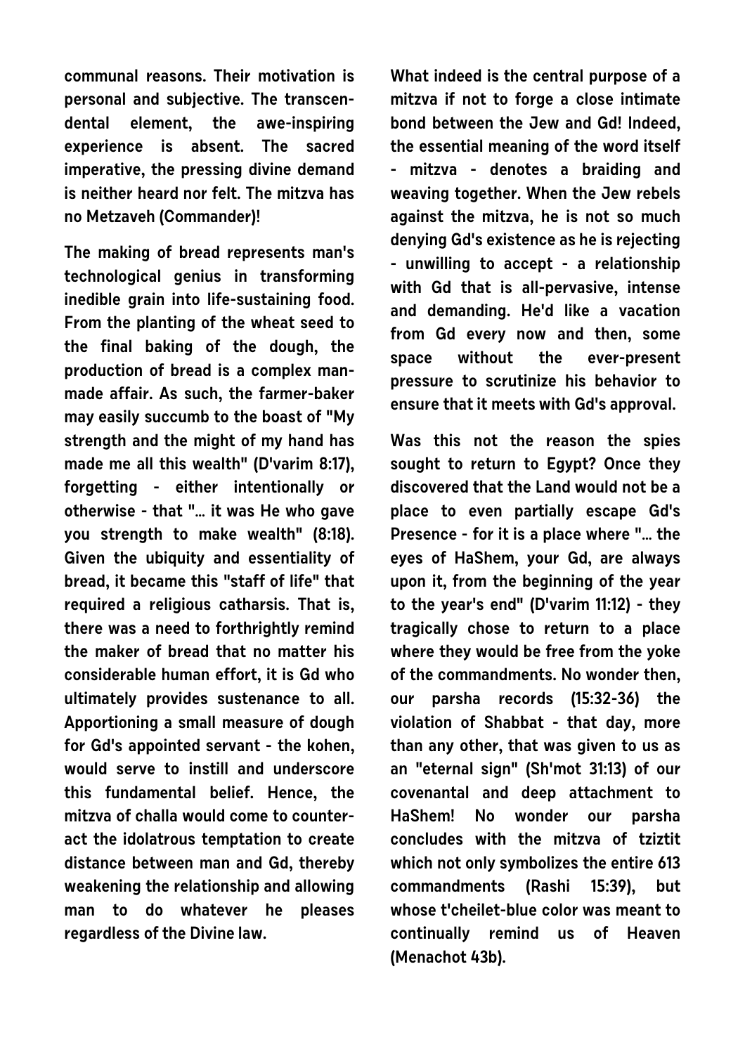communal reasons. Their motivation is personal and subjective. The transcendental element, the awe-inspiring experience is absent. The sacred imperative, the pressing divine demand is neither heard nor felt. The mitzva has no Metzaveh (Commander)!

The making of bread represents man's technological genius in transforming inedible grain into life-sustaining food. From the planting of the wheat seed to the final baking of the dough, the production of bread is a complex man-made affair. As such, the farmer-baker may easily succumb to the boast of "My strength and the might of my hand has made me all this wealth" (D'varim 8:17), forgetting - either intentionally or otherwise - that "... it was He who gave you strength to make wealth" (8:18). Given the ubiquity and essentiality of bread, it became this "staff of life" that required a religious catharsis. That is, there was a need to forthrightly remind the maker of bread that no matter his considerable human effort, it is Gd who ultimately provides sustenance to all. Apportioning a small measure of dough for Gd's appointed servant - the kohen, would serve to instill and underscore this fundamental belief. Hence, the mitzva of challa would come to counteract the idolatrous temptation to create distance between man and Gd, thereby weakening the relationship and allowing man to do whatever he pleases regardless of the Divine law.

What indeed is the central purpose of a mitzva if not to forge a close intimate bond between the Jew and Gd! Indeed, the essential meaning of the word itself - mitzva - denotes a braiding and weaving together. When the Jew rebels against the mitzva, he is not so much denying Gd's existence as he is rejecting - unwilling to accept - a relationship with Gd that is all-pervasive, intense and demanding. He'd like a vacation from Gd every now and then, some space without the ever-present pressure to scrutinize his behavior to ensure that it meets with Gd's approval.

Was this not the reason the spies sought to return to Egypt? Once they discovered that the Land would not be a place to even partially escape Gd's Presence - for it is a place where "... the eyes of HaShem, your Gd, are always upon it, from the beginning of the year to the year's end" (D'varim 11:12) - they tragically chose to return to a place where they would be free from the yoke of the commandments. No wonder then, our parsha records (15:32-36) the violation of Shabbat - that day, more than any other, that was given to us as an "eternal sign" (Sh'mot 31:13) of our covenantal and deep attachment to HaShem! No wonder our parsha concludes with the mitzva of tziztit which not only symbolizes the entire 613 commandments (Rashi 15:39), but whose t'cheilet-blue color was meant to continually remind us of Heaven (Menachot 43b).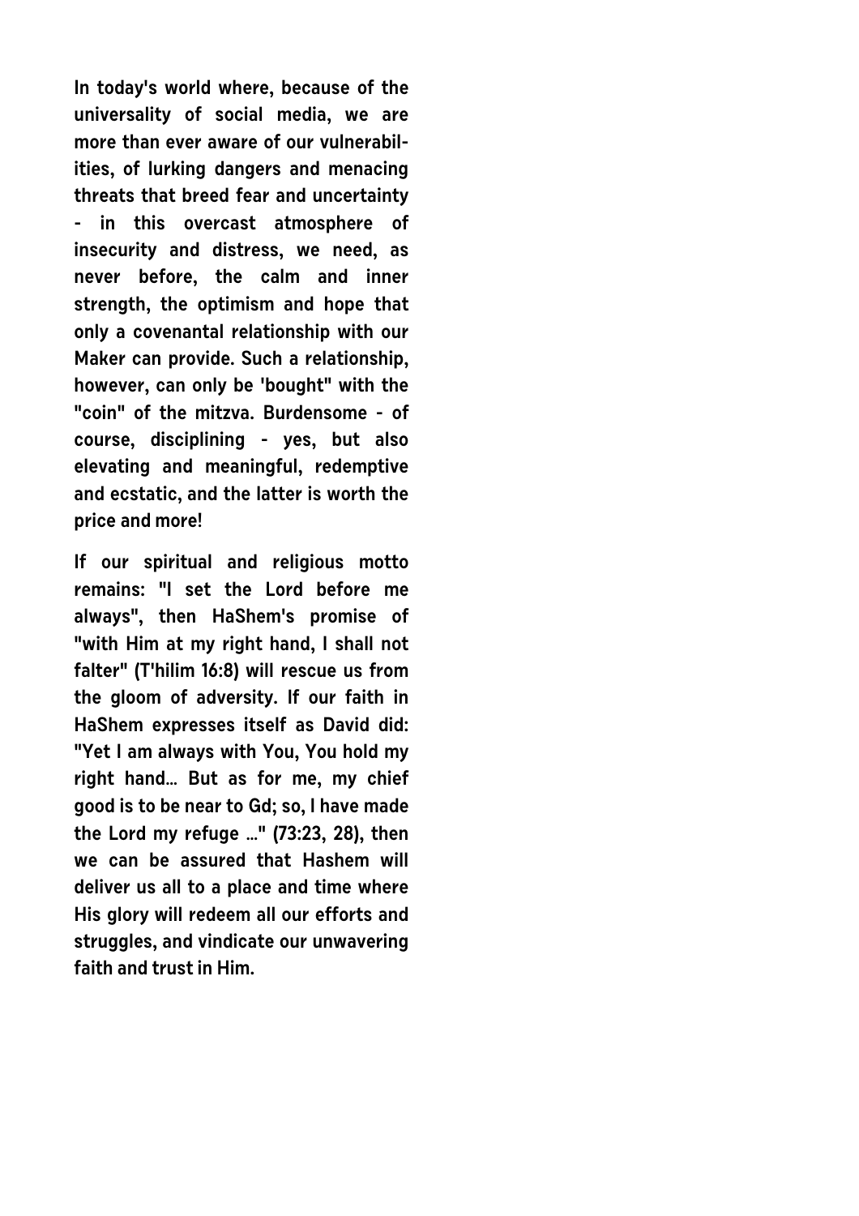**In today's world where, because of the universality of social media, we are more than ever aware of our vulnerabilities, of lurking dangers and menacing threats that breed fear and uncertainty - in this overcast atmosphere of insecurity and distress, we need, as never before, the calm and inner strength, the optimism and hope that only a covenantal relationship with our Maker can provide. Such a relationship, however, can only be 'bought" with the "coin" of the mitzva. Burdensome - of course, disciplining - yes, but also elevating and meaningful, redemptive and ecstatic, and the latter is worth the price and more!**

**If our spiritual and religious motto remains: "I set the Lord before me always", then HaShem's promise of "with Him at my right hand, I shall not falter" (T'hilim 16:8) will rescue us from the gloom of adversity. If our faith in HaShem expresses itself as David did: "Yet I am always with You, You hold my right hand... But as for me, my chief good is to be near to Gd; so, I have made the Lord my refuge ..." (73:23, 28), then we can be assured that Hashem will deliver us all to a place and time where His glory will redeem all our efforts and struggles, and vindicate our unwavering faith and trust in Him.**